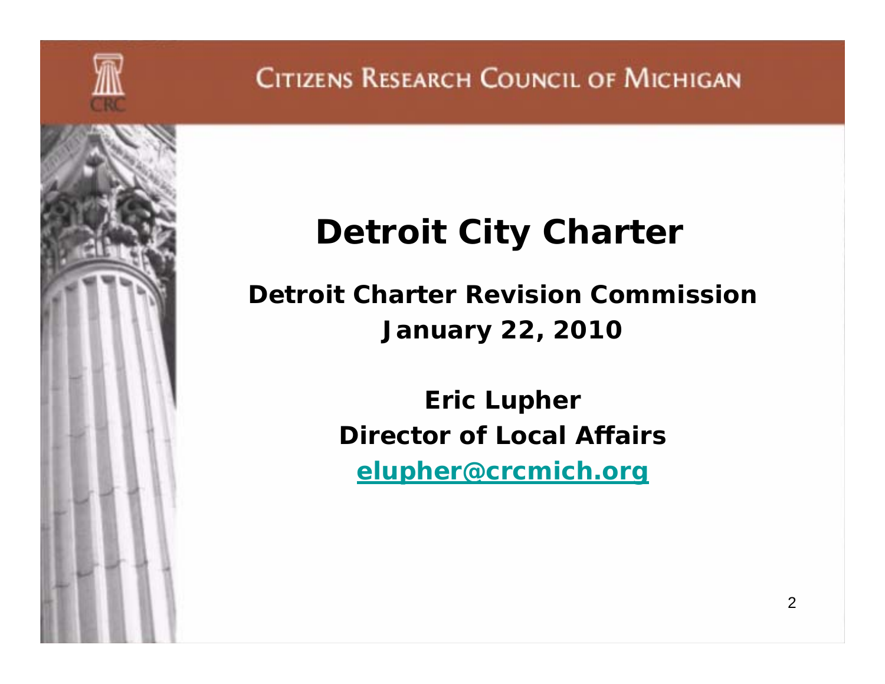Citizens Research Council of Michigan

# Detroit City Charter

**Detroit Charter Revision Commission**
**January 22, 2010**

**Eric Lupher**
**Director of Local Affairs**
**elupher@crcmich.org**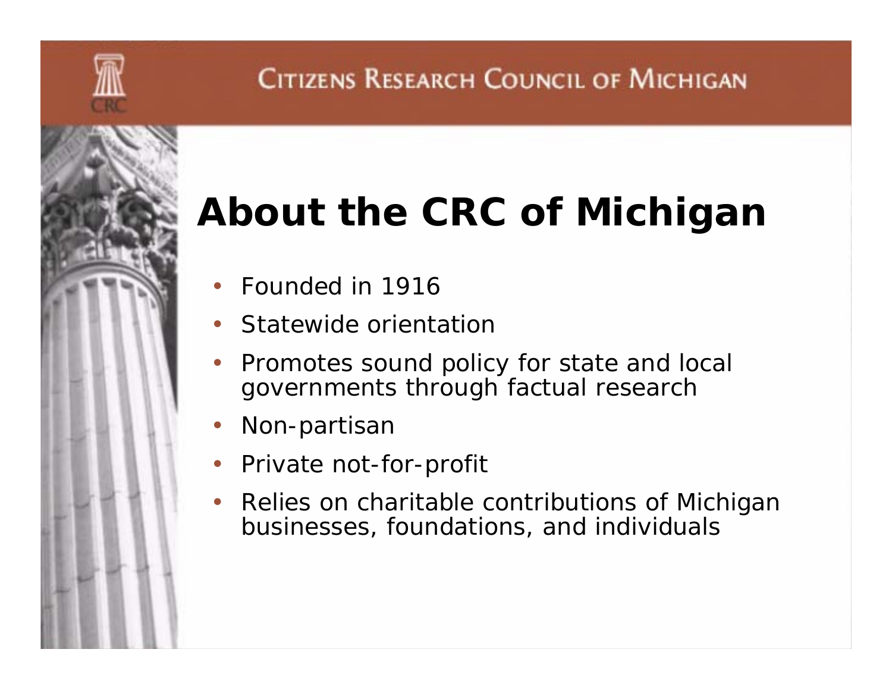# About the CRC of Michigan

- Founded in 1916
- Statewide orientation
- Promotes sound policy for state and local governments through factual research
- Non-partisan
- Private not-for-profit
- Relies on charitable contributions of Michigan businesses, foundations, and individuals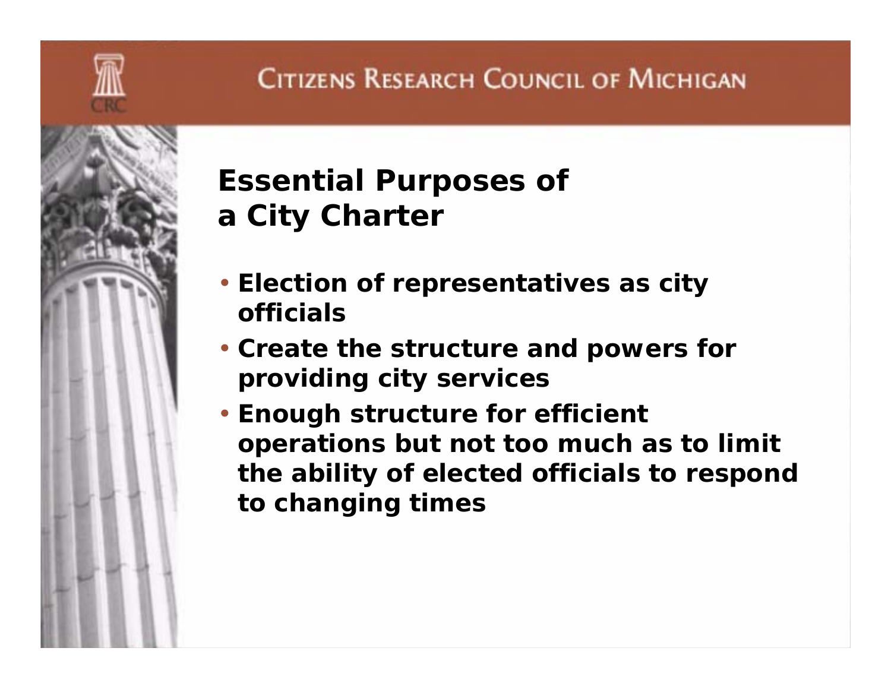## Essential Purposes of a City Charter

- Election of representatives as city officials
- Create the structure and powers for providing city services
- Enough structure for efficient operations but not too much as to limit the ability of elected officials to respond to changing times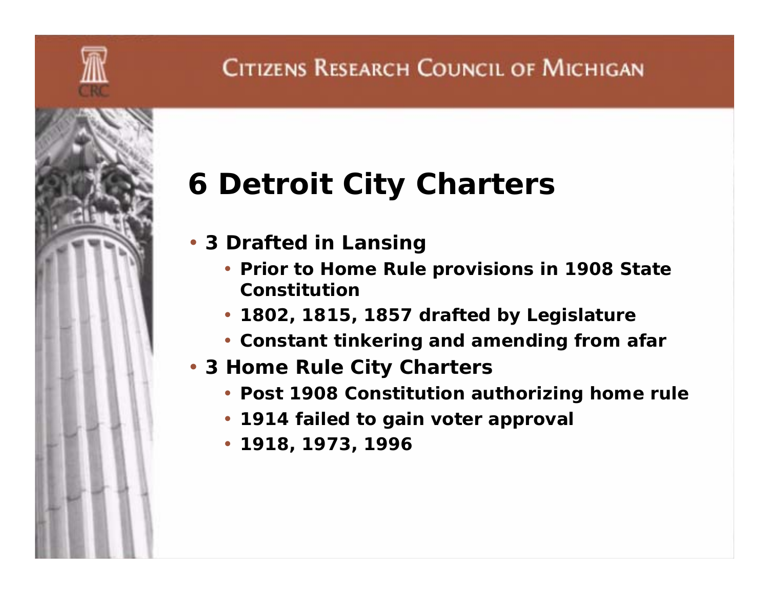# 6 Detroit City Charters

- **3 Drafted in Lansing**
  - **Prior to Home Rule provisions in 1908 State Constitution**
  - **1802, 1815, 1857 drafted by Legislature**
  - **Constant tinkering and amending from afar**
- **3 Home Rule City Charters**
  - **Post 1908 Constitution authorizing home rule**
  - **1914 failed to gain voter approval**
  - **1918, 1973, 1996**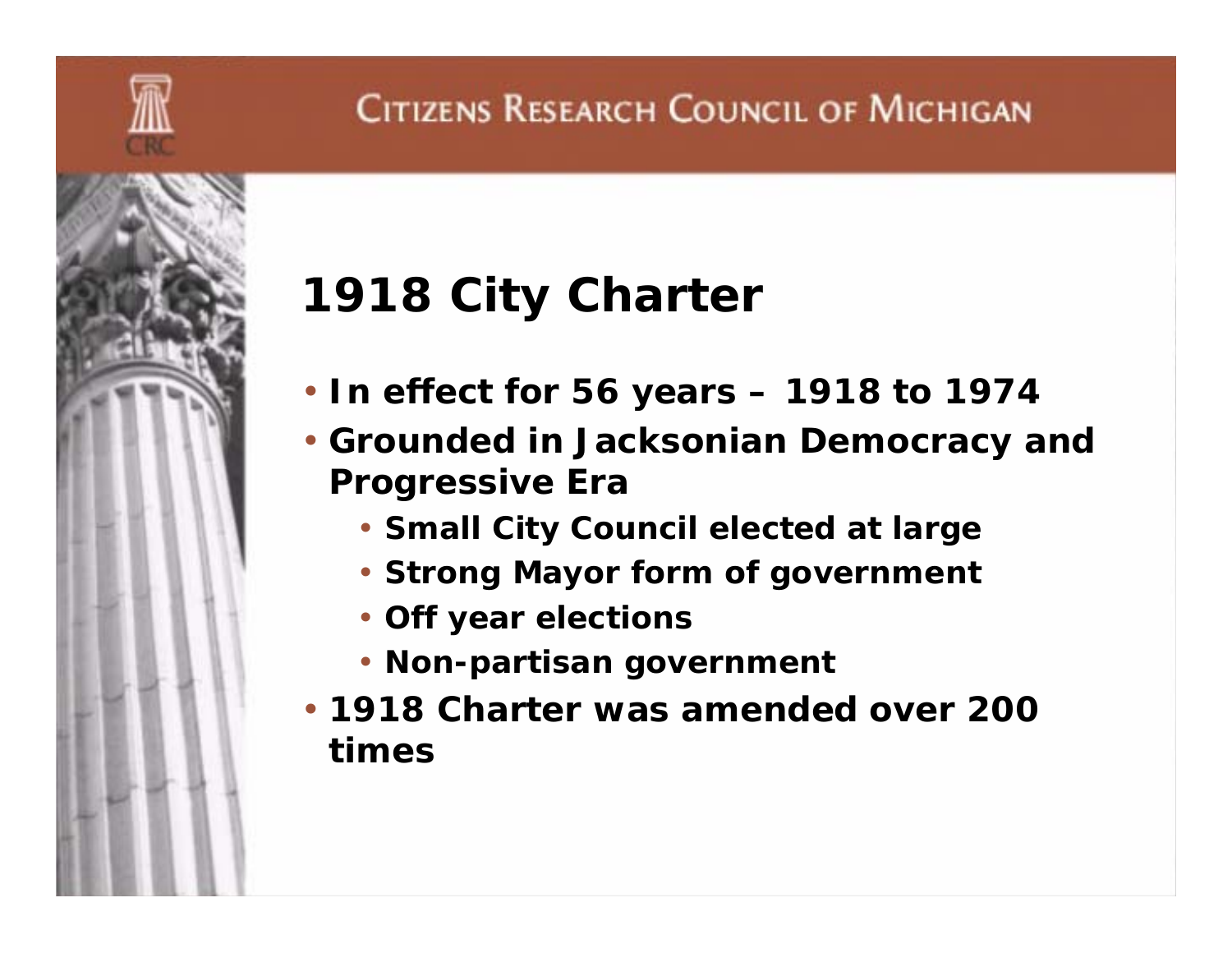# 1918 City Charter

- In effect for 56 years – 1918 to 1974
- Grounded in Jacksonian Democracy and Progressive Era
  - Small City Council elected at large
  - Strong Mayor form of government
  - Off year elections
  - Non-partisan government
- 1918 Charter was amended over 200 times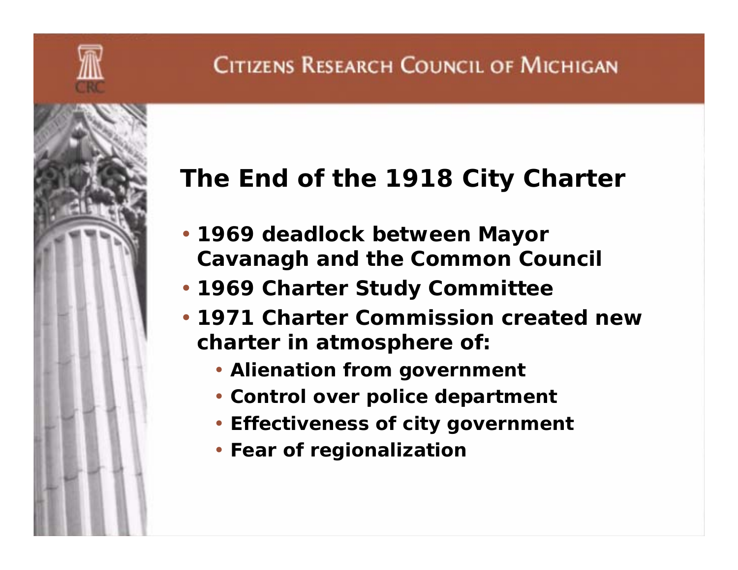## The End of the 1918 City Charter

- 1969 deadlock between Mayor Cavanagh and the Common Council
- 1969 Charter Study Committee
- 1971 Charter Commission created new charter in atmosphere of:
  - Alienation from government
  - Control over police department
  - Effectiveness of city government
  - Fear of regionalization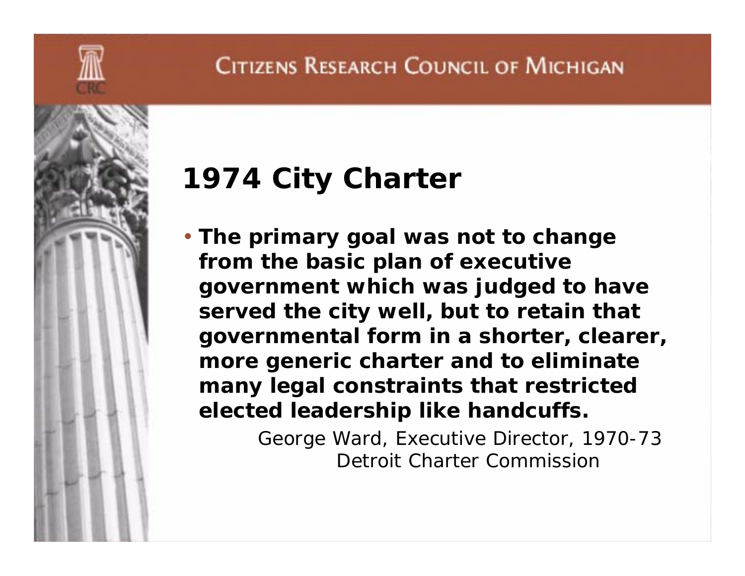# 1974 City Charter

- **The primary goal was not to change from the basic plan of executive government which was judged to have served the city well, but to retain that governmental form in a shorter, clearer, more generic charter and to eliminate many legal constraints that restricted elected leadership like handcuffs.**

George Ward, Executive Director, 1970-73
Detroit Charter Commission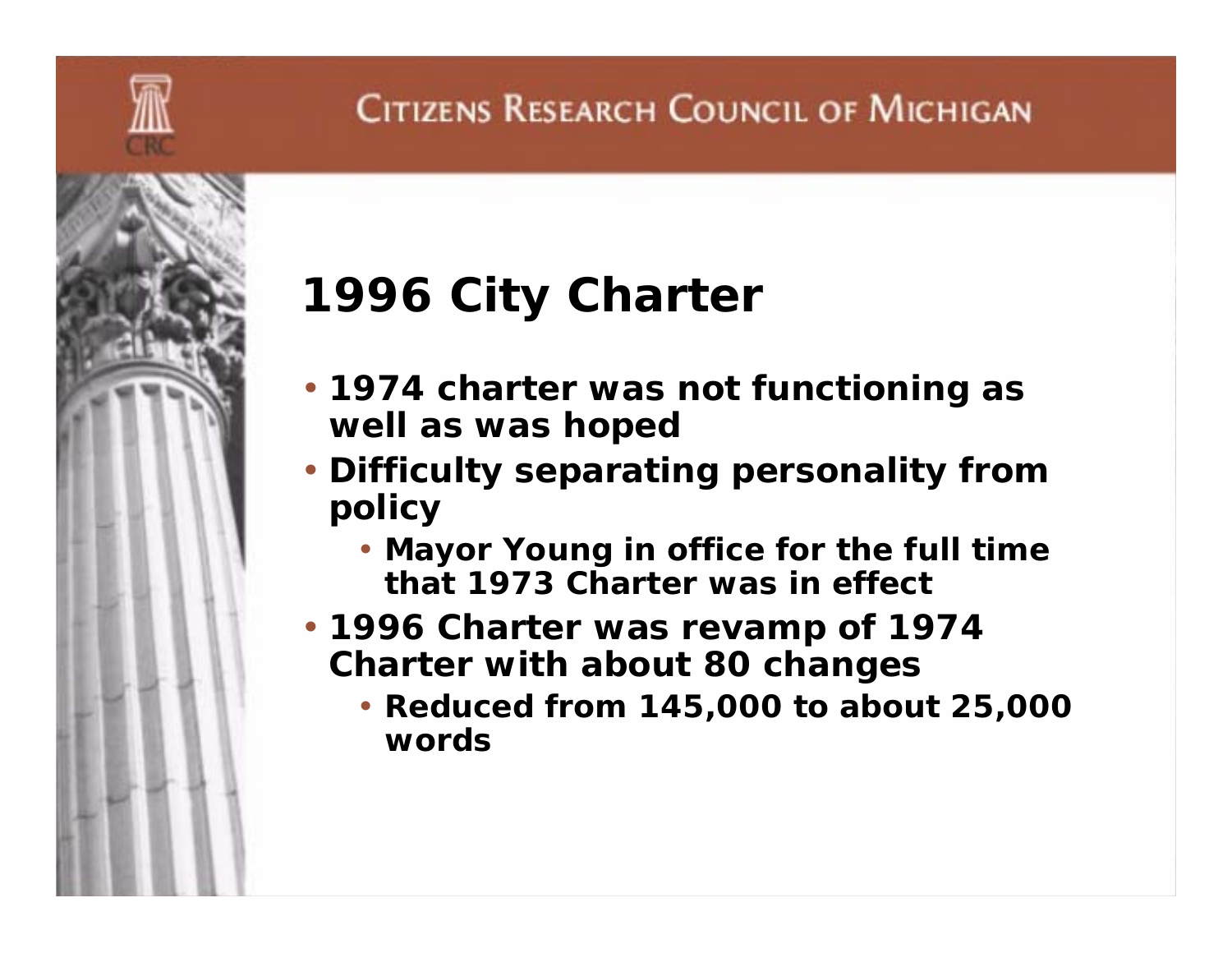# 1996 City Charter

- 1974 charter was not functioning as well as was hoped
- Difficulty separating personality from policy
  - Mayor Young in office for the full time that 1973 Charter was in effect
- 1996 Charter was revamp of 1974 Charter with about 80 changes
  - Reduced from 145,000 to about 25,000 words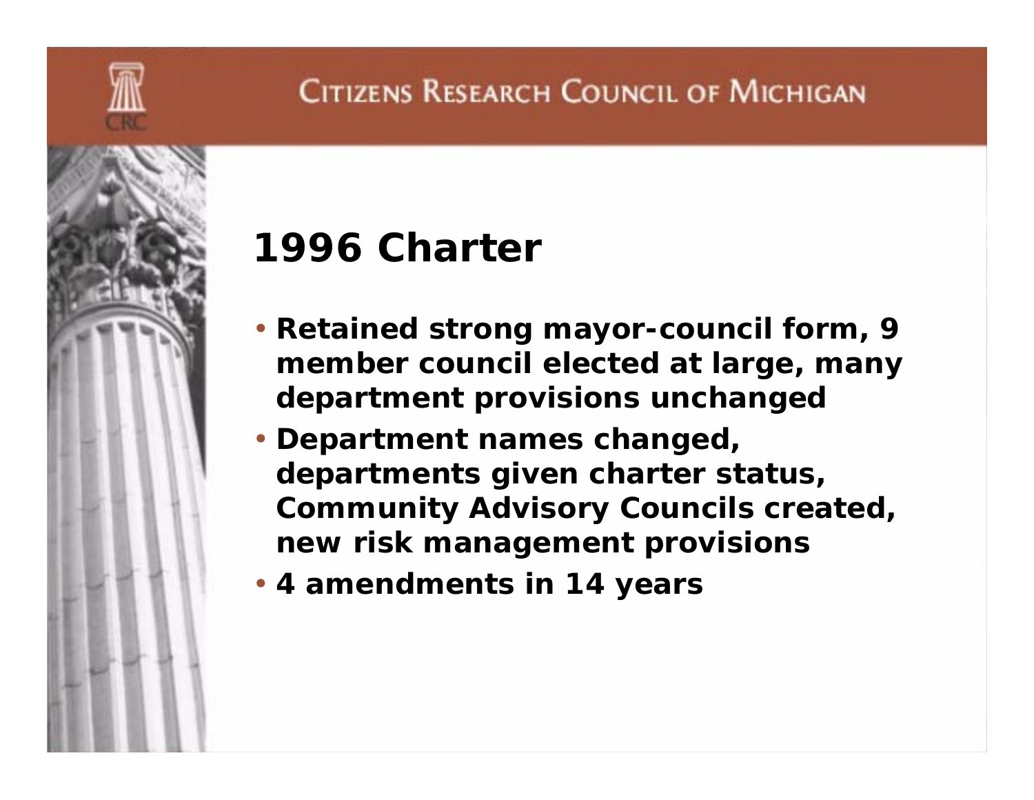# 1996 Charter

- **Retained strong mayor-council form, 9 member council elected at large, many department provisions unchanged**
- **Department names changed, departments given charter status, Community Advisory Councils created, new risk management provisions**
- **4 amendments in 14 years**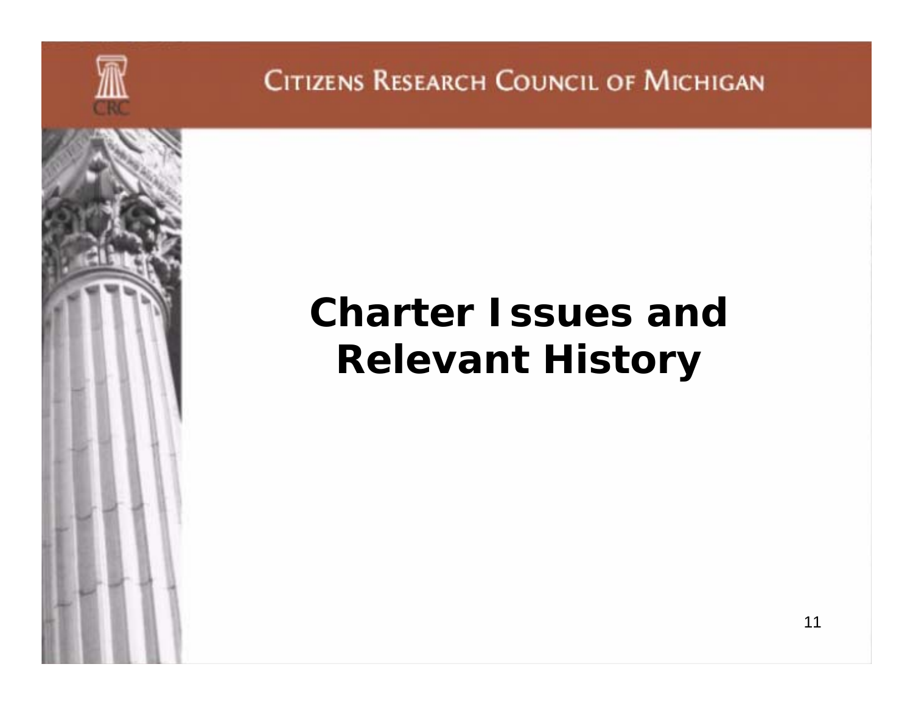# Charter Issues and Relevant History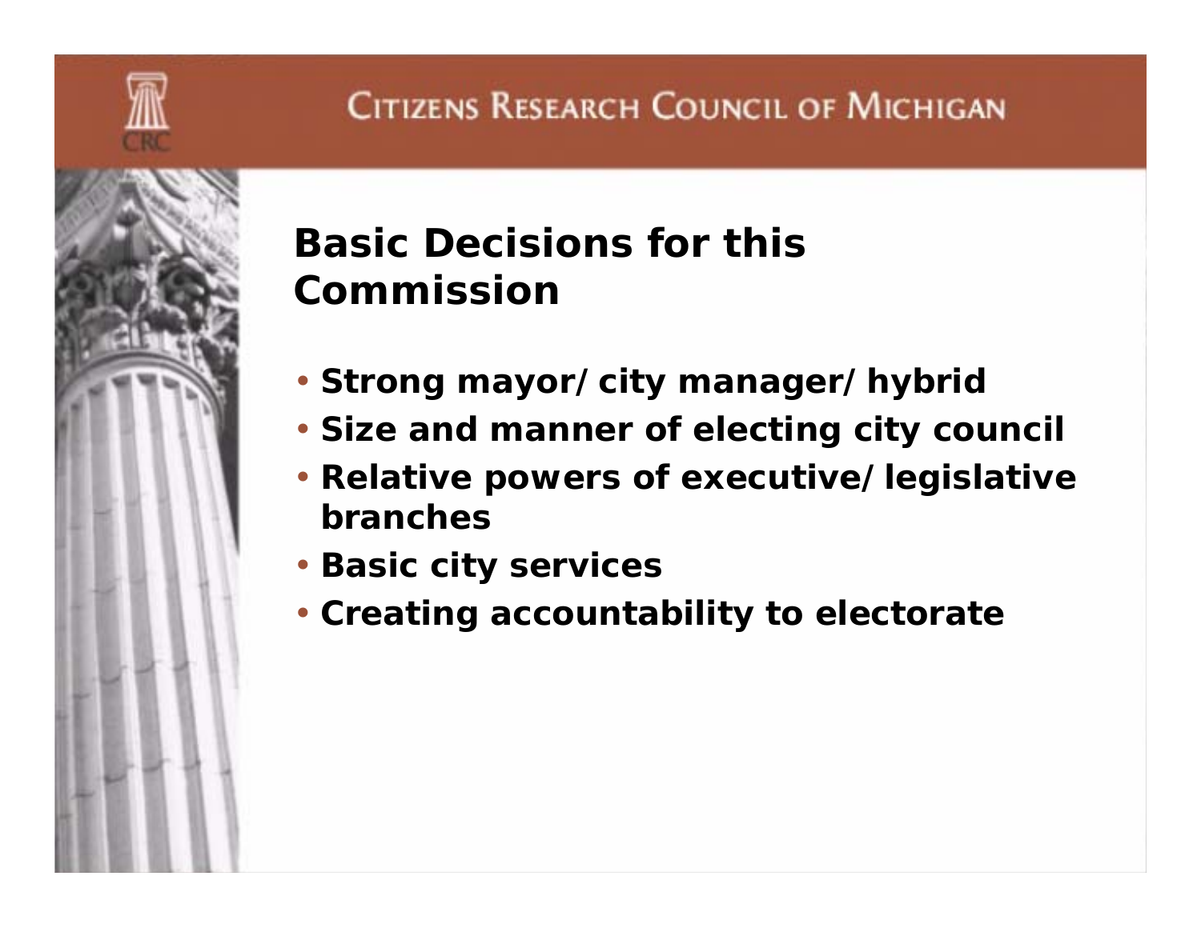# Basic Decisions for this Commission

- Strong mayor/ city manager/ hybrid
- Size and manner of electing city council
- Relative powers of executive/ legislative branches
- Basic city services
- Creating accountability to electorate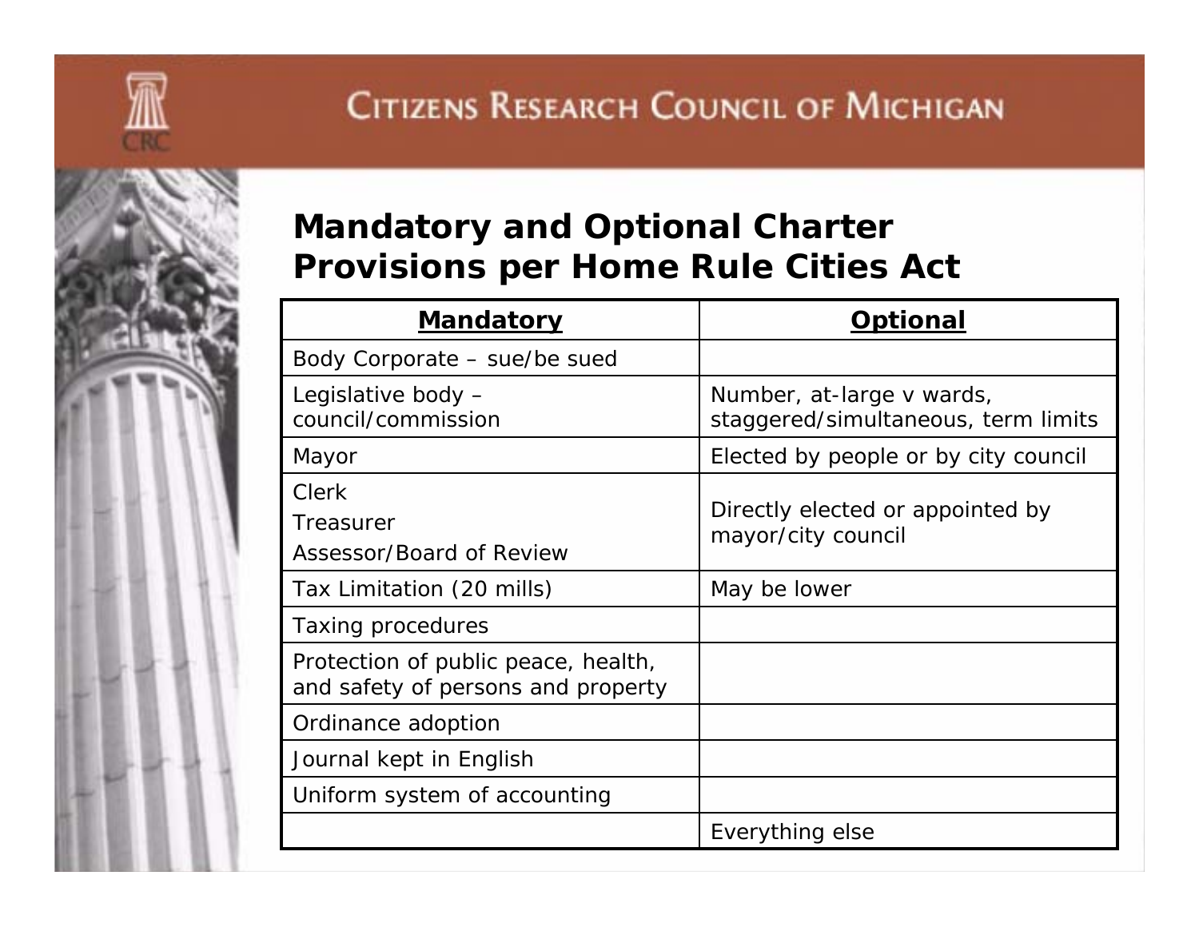## Mandatory and Optional Charter Provisions per Home Rule Cities Act

| Mandatory | Optional |
|---|---|
| Body Corporate – sue/be sued | |
| Legislative body – council/commission | Number, at-large v wards, staggered/simultaneous, term limits |
| Mayor | Elected by people or by city council |
| Clerk<br>Treasurer<br>Assessor/Board of Review | Directly elected or appointed by mayor/city council |
| Tax Limitation (20 mills) | May be lower |
| Taxing procedures | |
| Protection of public peace, health, and safety of persons and property | |
| Ordinance adoption | |
| Journal kept in English | |
| Uniform system of accounting | |
| | Everything else |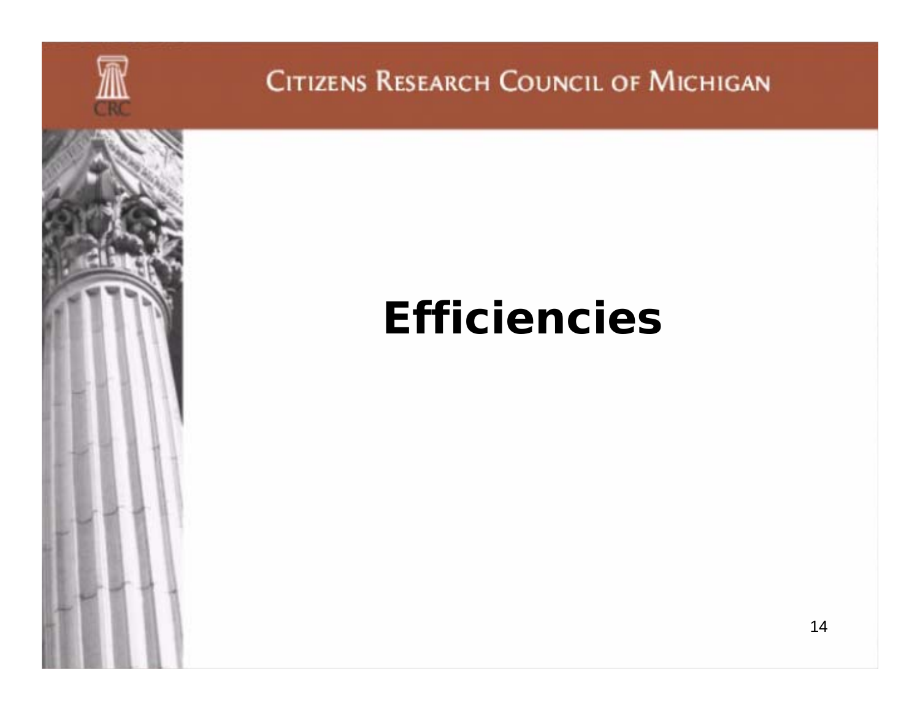# Efficiencies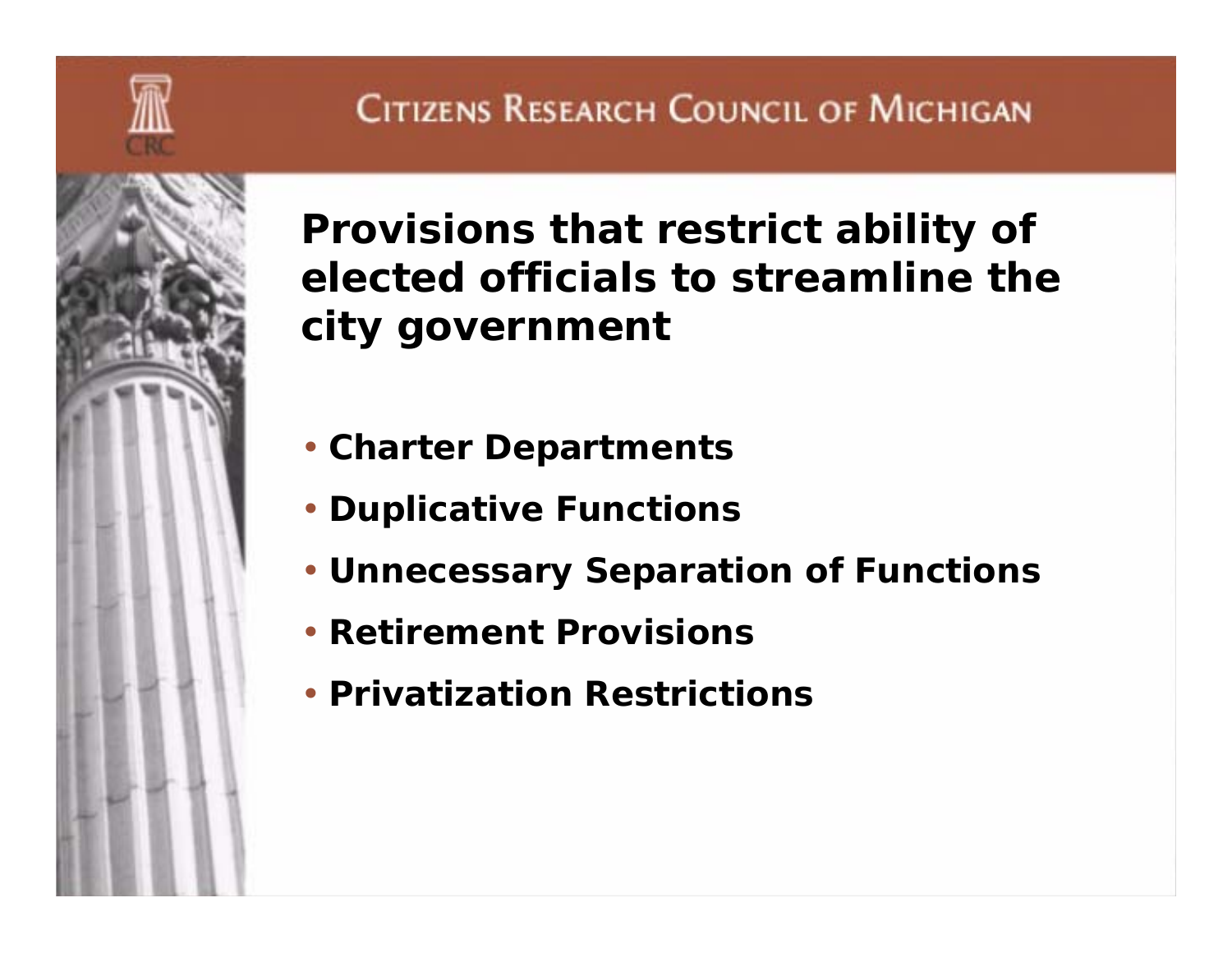## Provisions that restrict ability of elected officials to streamline the city government

- Charter Departments
- Duplicative Functions
- Unnecessary Separation of Functions
- Retirement Provisions
- Privatization Restrictions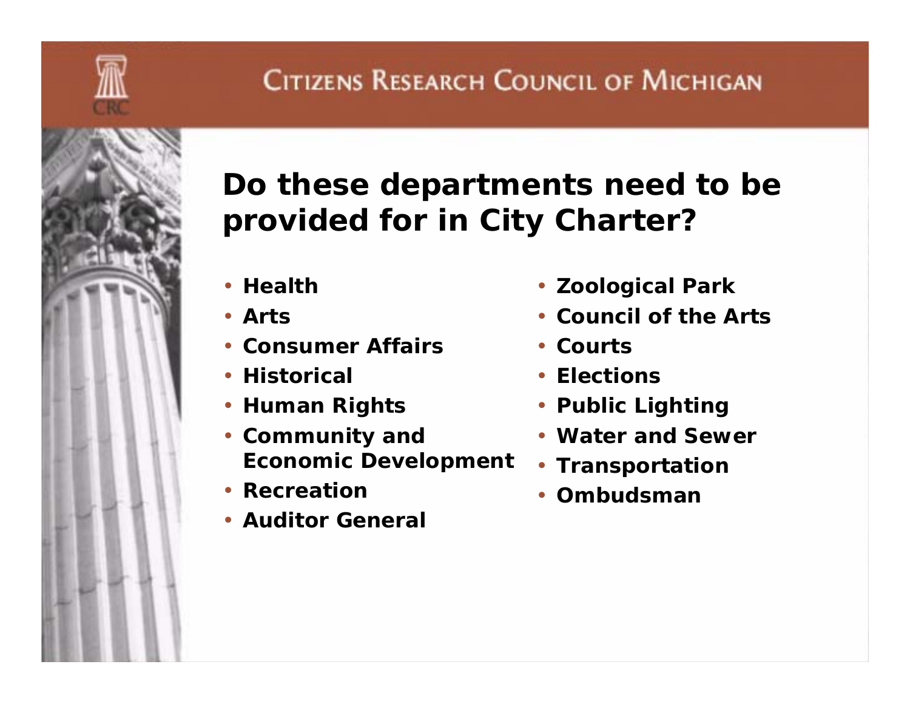## Do these departments need to be provided for in City Charter?

- Health
- Arts
- Consumer Affairs
- Historical
- Human Rights
- Community and Economic Development
- Recreation
- Auditor General
- Zoological Park
- Council of the Arts
- Courts
- Elections
- Public Lighting
- Water and Sewer
- Transportation
- Ombudsman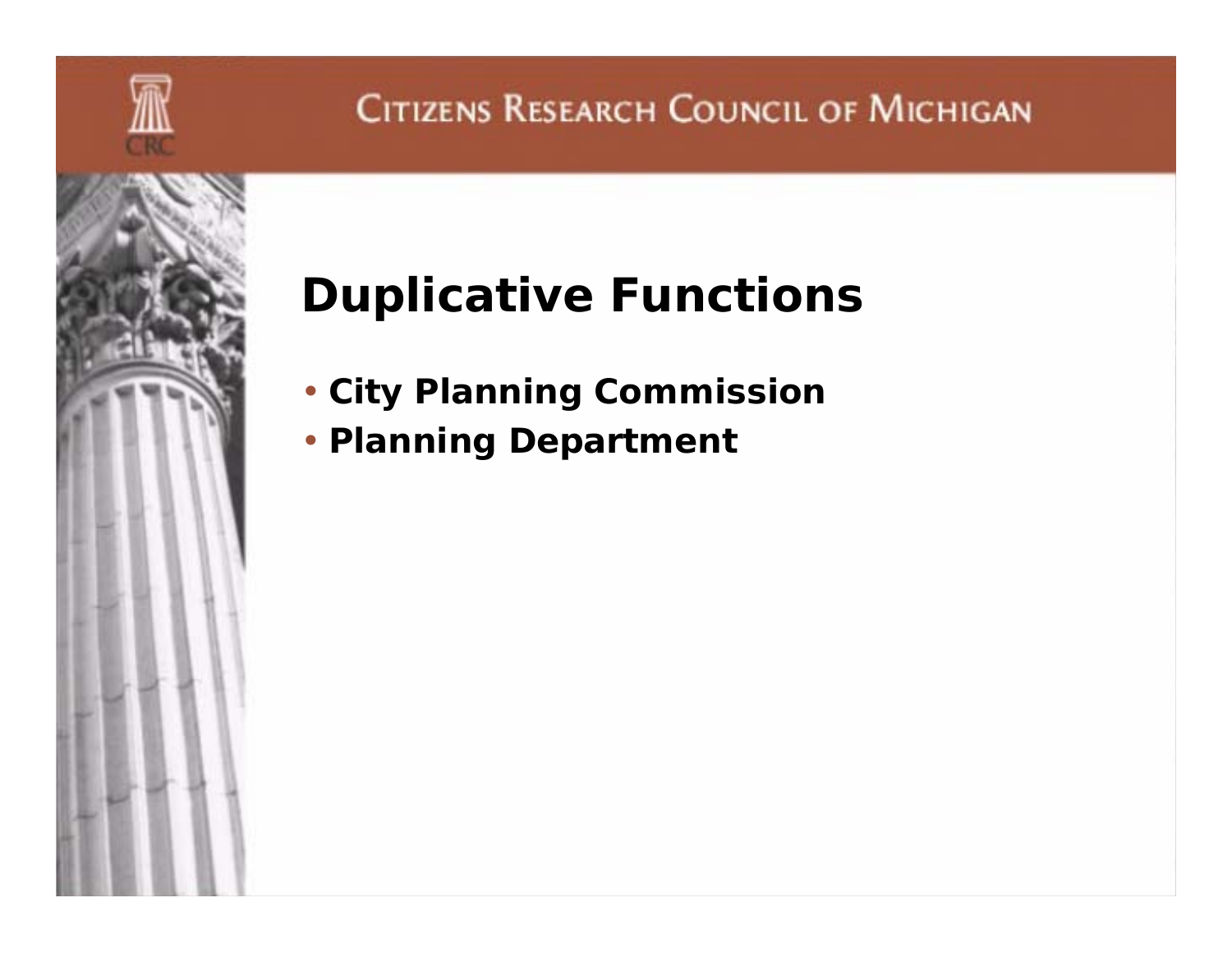# Duplicative Functions

- **City Planning Commission**
- **Planning Department**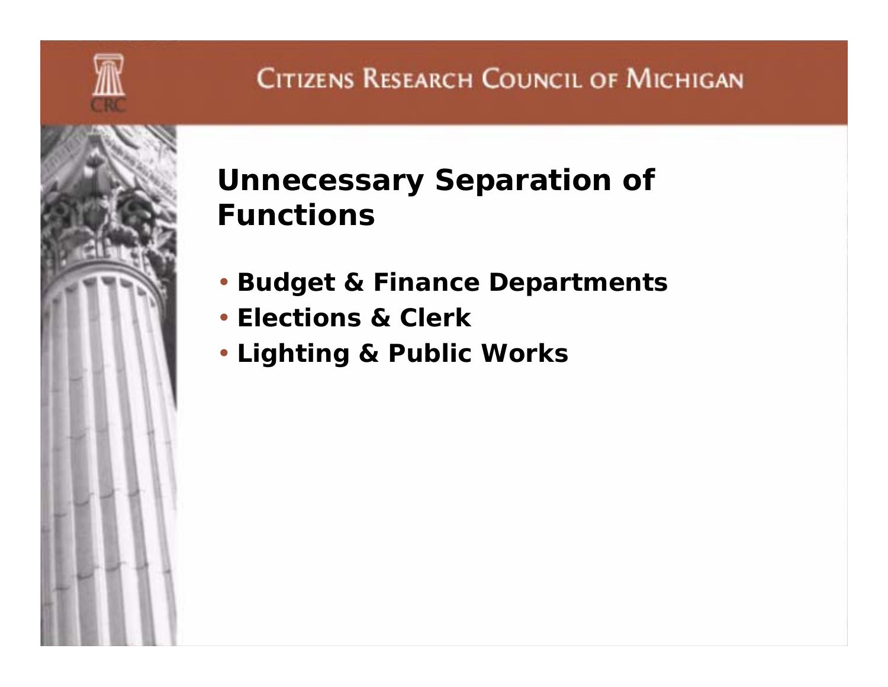# Unnecessary Separation of Functions

- Budget & Finance Departments
- Elections & Clerk
- Lighting & Public Works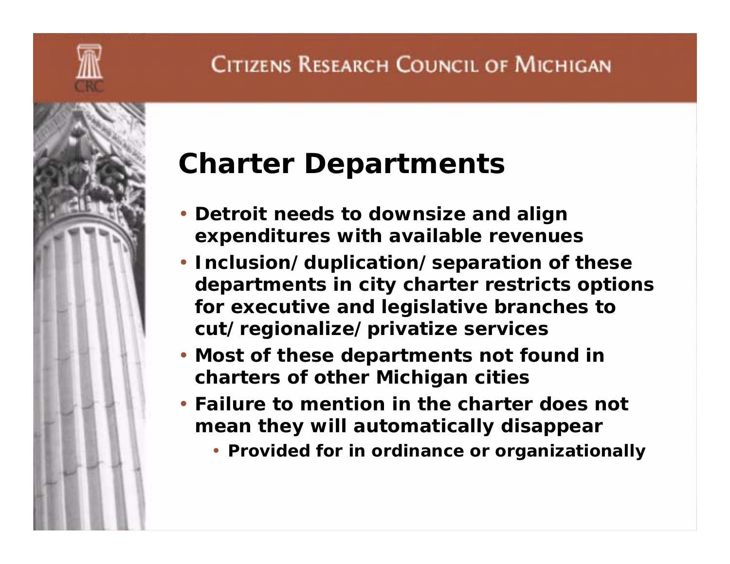# Charter Departments

- Detroit needs to downsize and align expenditures with available revenues
- Inclusion/duplication/separation of these departments in city charter restricts options for executive and legislative branches to cut/regionalize/privatize services
- Most of these departments not found in charters of other Michigan cities
- Failure to mention in the charter does not mean they will automatically disappear
  - Provided for in ordinance or organizationally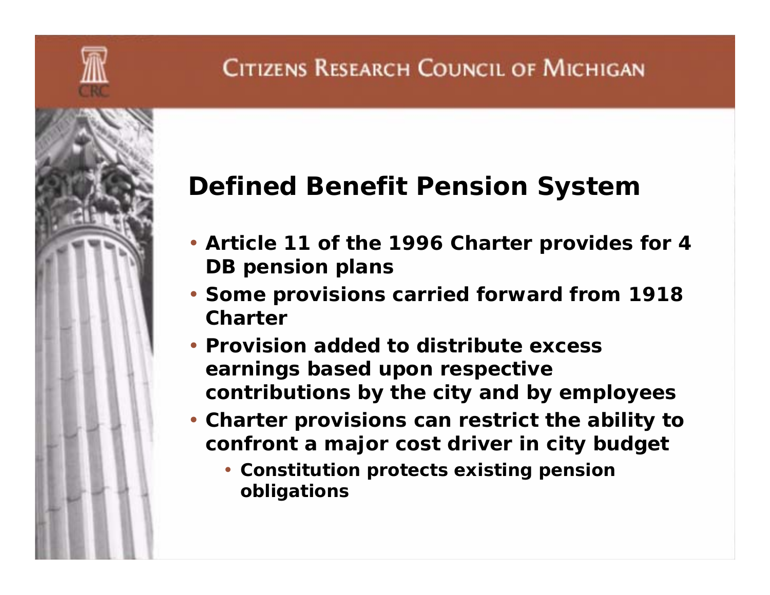## Defined Benefit Pension System

- Article 11 of the 1996 Charter provides for 4 DB pension plans
- Some provisions carried forward from 1918 Charter
- Provision added to distribute excess earnings based upon respective contributions by the city and by employees
- Charter provisions can restrict the ability to confront a major cost driver in city budget
  - Constitution protects existing pension obligations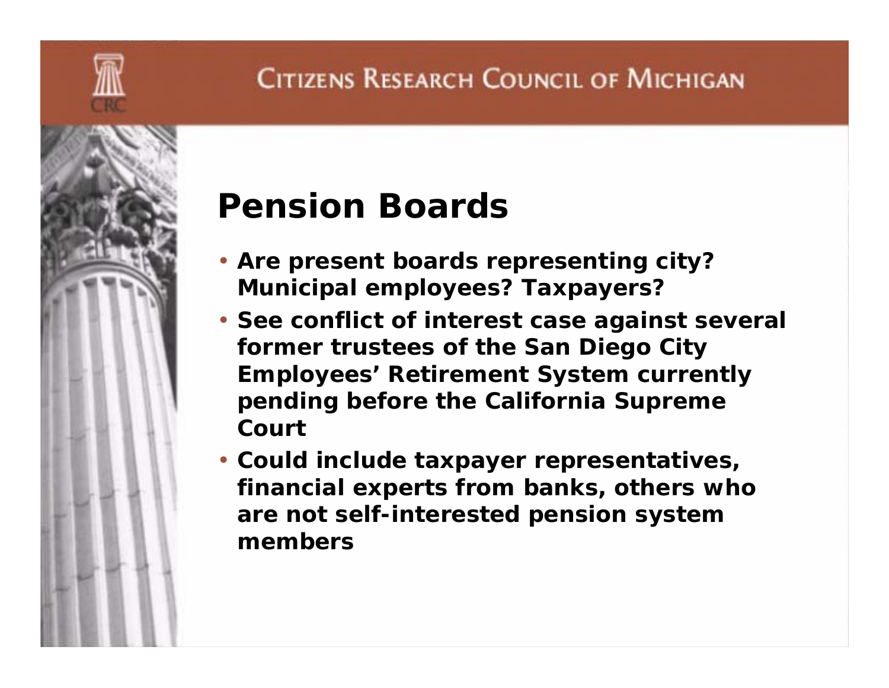## Pension Boards

- Are present boards representing city? Municipal employees? Taxpayers?
- See conflict of interest case against several former trustees of the San Diego City Employees' Retirement System currently pending before the California Supreme Court
- Could include taxpayer representatives, financial experts from banks, others who are not self-interested pension system members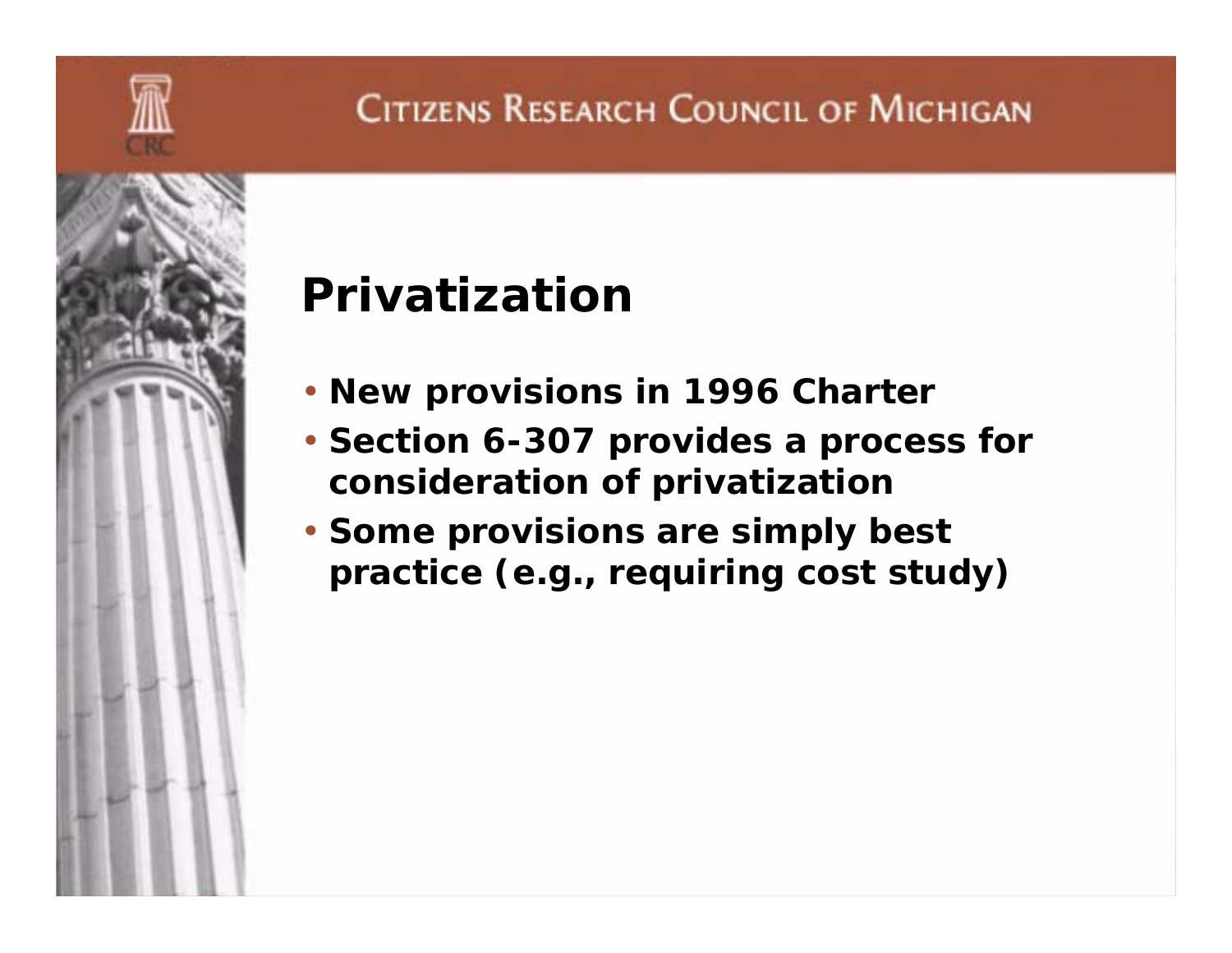## Privatization

- New provisions in 1996 Charter
- Section 6-307 provides a process for consideration of privatization
- Some provisions are simply best practice (e.g., requiring cost study)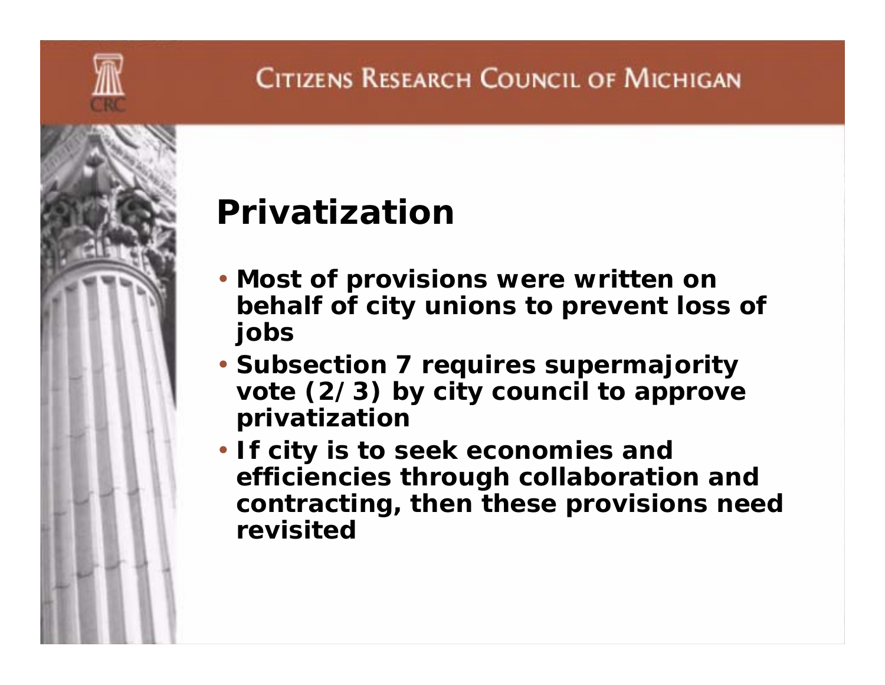# Privatization

- Most of provisions were written on behalf of city unions to prevent loss of jobs
- Subsection 7 requires supermajority vote (2/3) by city council to approve privatization
- If city is to seek economies and efficiencies through collaboration and contracting, then these provisions need revisited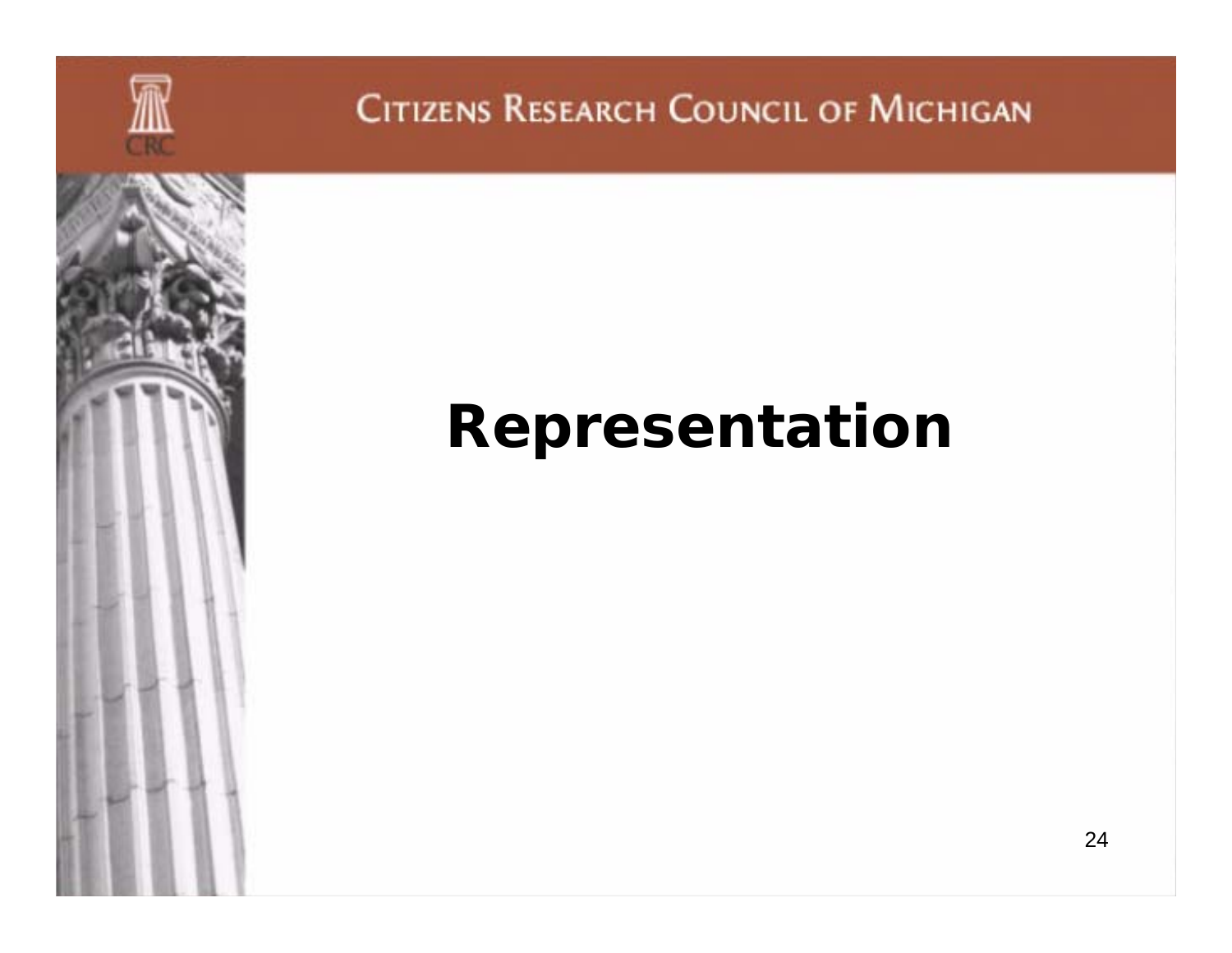# Representation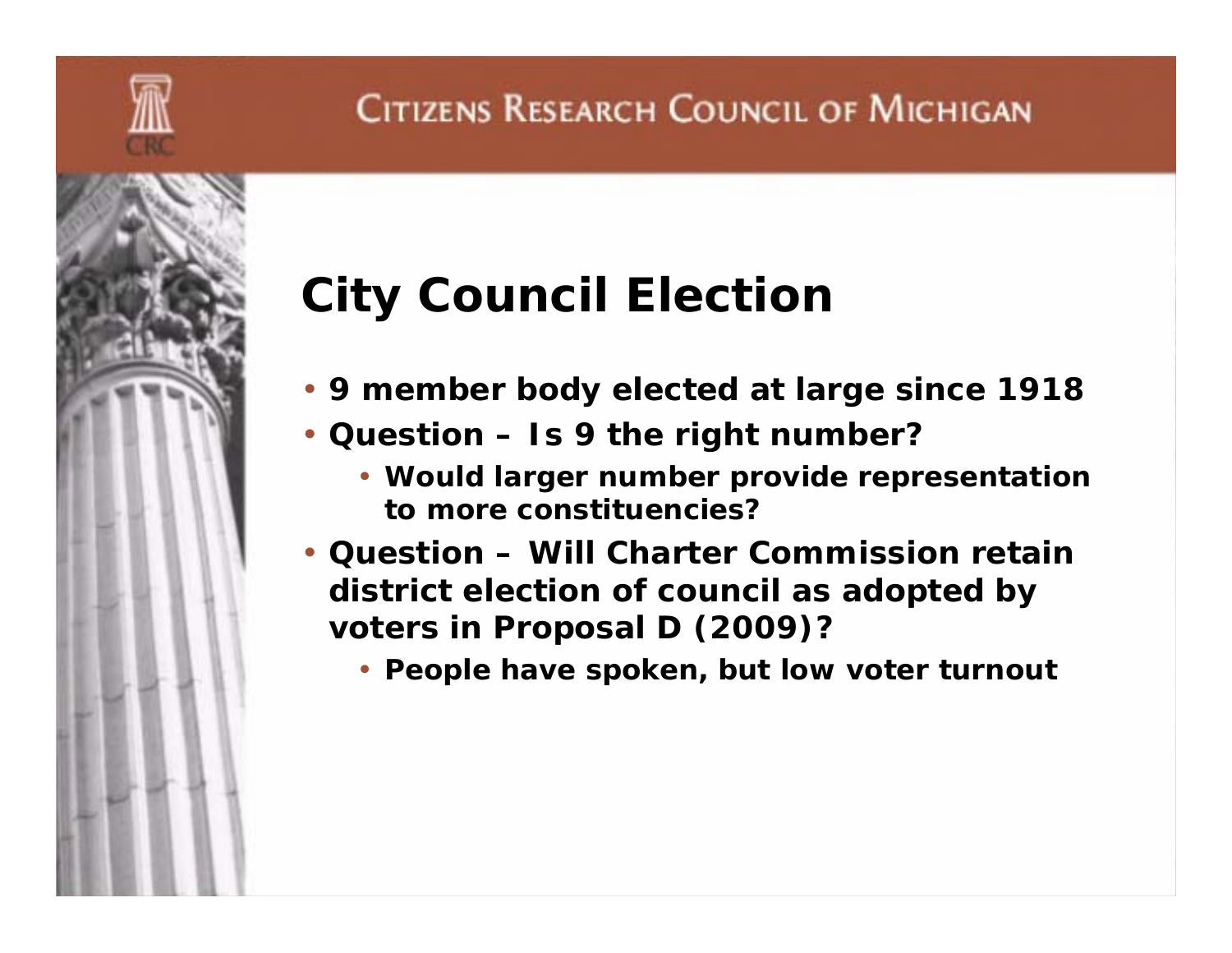# City Council Election

- 9 member body elected at large since 1918
- Question – Is 9 the right number?
  - Would larger number provide representation to more constituencies?
- Question – Will Charter Commission retain district election of council as adopted by voters in Proposal D (2009)?
  - People have spoken, but low voter turnout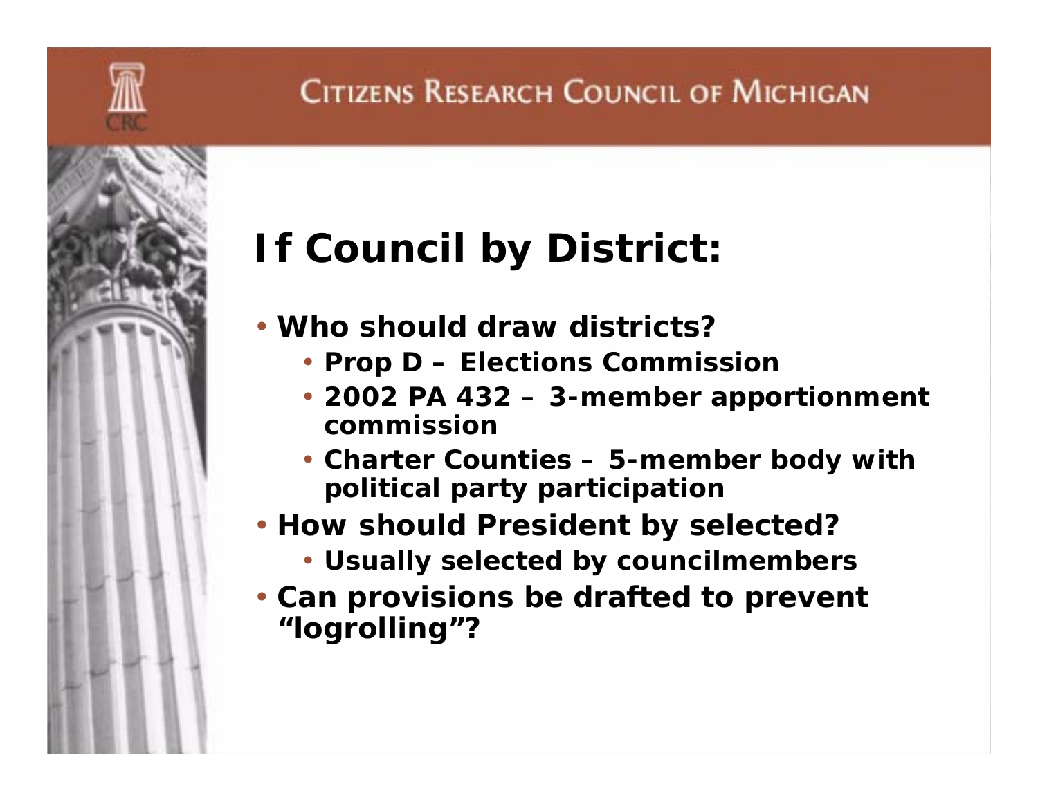# If Council by District:

- Who should draw districts?
  - Prop D – Elections Commission
  - 2002 PA 432 – 3-member apportionment commission
  - Charter Counties – 5-member body with political party participation
- How should President by selected?
  - Usually selected by councilmembers
- Can provisions be drafted to prevent "logrolling"?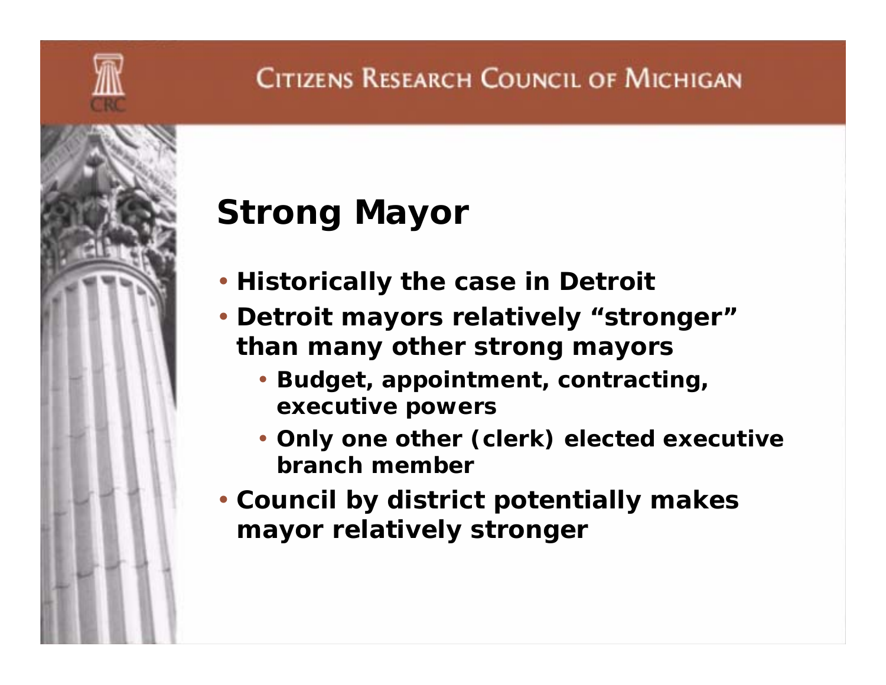## Strong Mayor

- Historically the case in Detroit
- Detroit mayors relatively "stronger" than many other strong mayors
  - Budget, appointment, contracting, executive powers
  - Only one other (clerk) elected executive branch member
- Council by district potentially makes mayor relatively stronger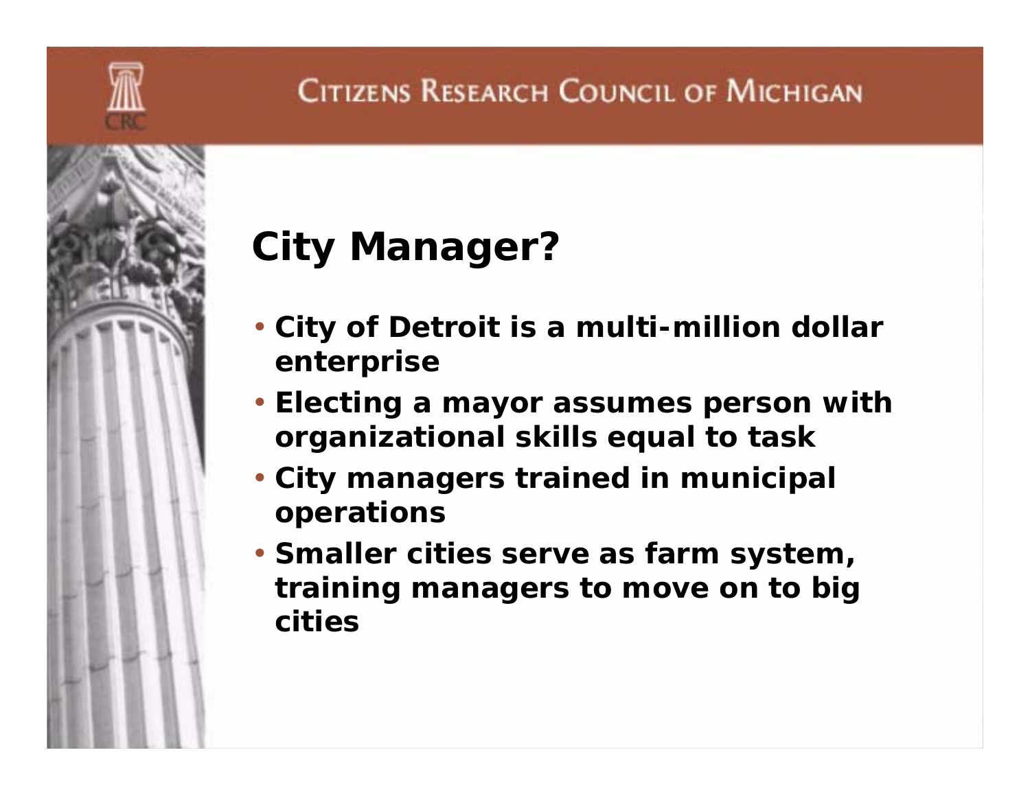# City Manager?

- City of Detroit is a multi-million dollar enterprise
- Electing a mayor assumes person with organizational skills equal to task
- City managers trained in municipal operations
- Smaller cities serve as farm system, training managers to move on to big cities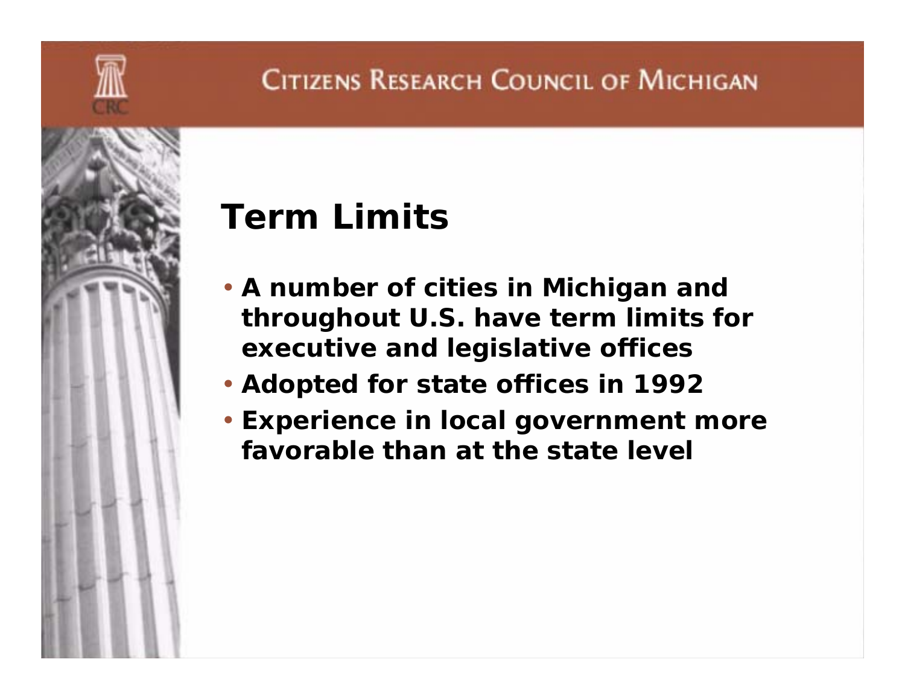# Term Limits

- A number of cities in Michigan and throughout U.S. have term limits for executive and legislative offices
- Adopted for state offices in 1992
- Experience in local government more favorable than at the state level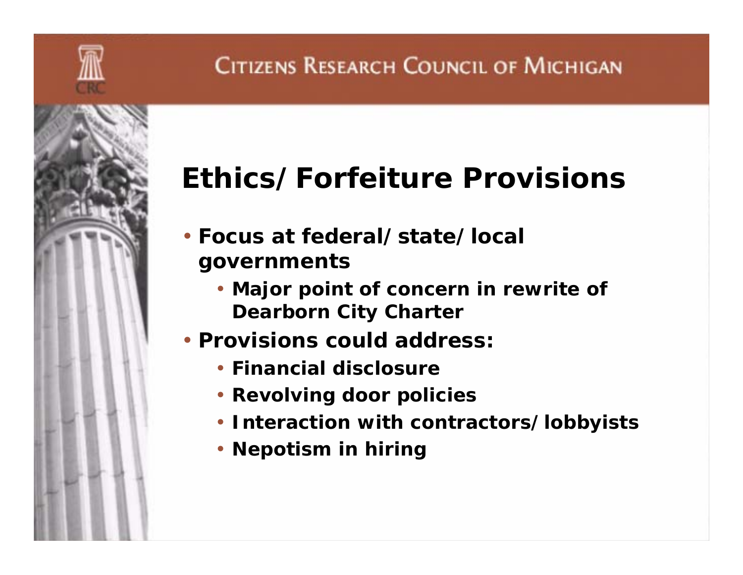# Ethics/Forfeiture Provisions

- Focus at federal/state/local governments
  - Major point of concern in rewrite of Dearborn City Charter
- Provisions could address:
  - Financial disclosure
  - Revolving door policies
  - Interaction with contractors/lobbyists
  - Nepotism in hiring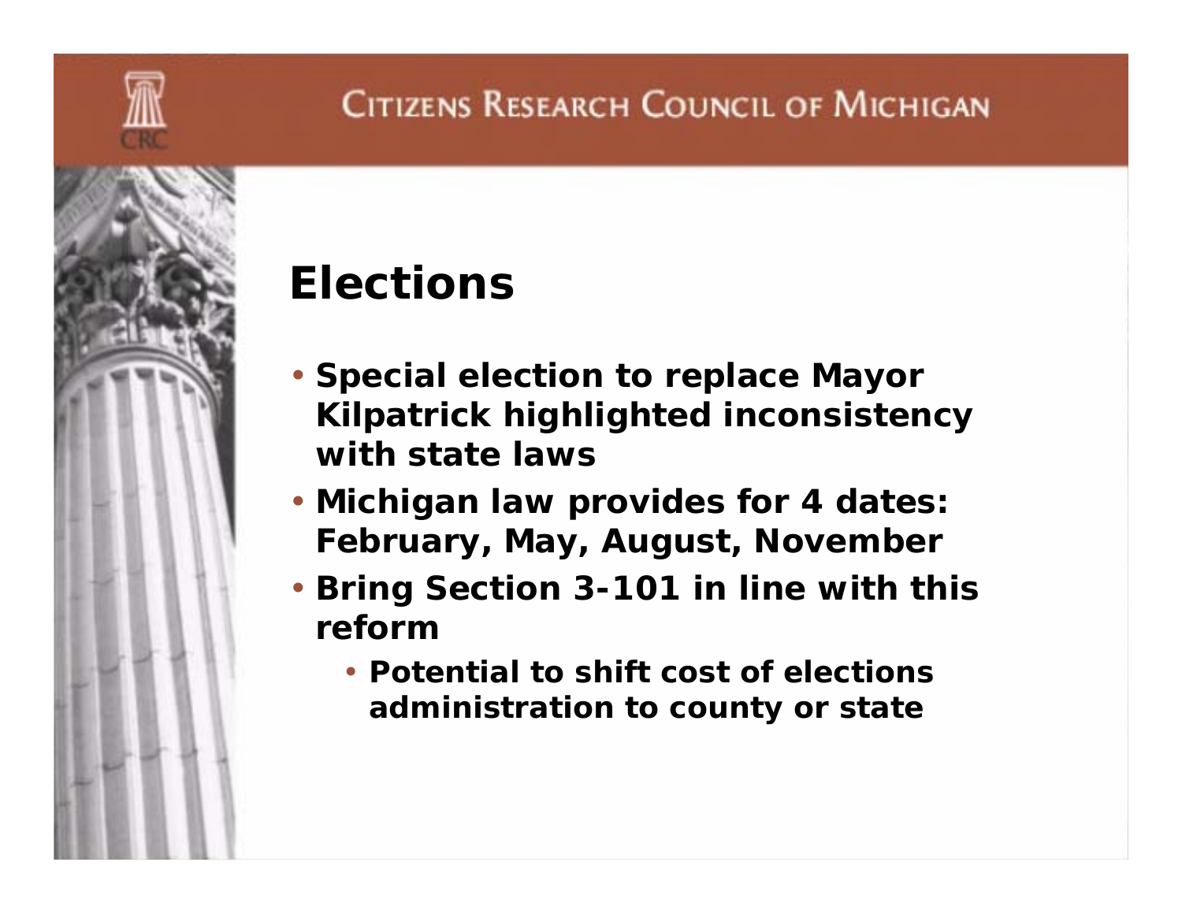# Elections

- Special election to replace Mayor Kilpatrick highlighted inconsistency with state laws
- Michigan law provides for 4 dates: February, May, August, November
- Bring Section 3-101 in line with this reform
  - Potential to shift cost of elections administration to county or state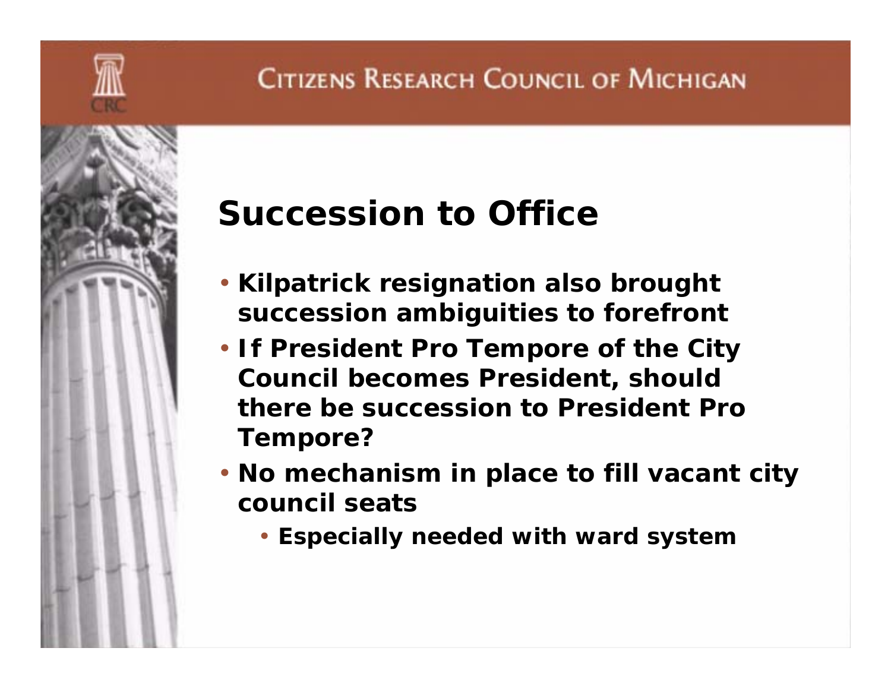# Succession to Office

- Kilpatrick resignation also brought succession ambiguities to forefront
- If President Pro Tempore of the City Council becomes President, should there be succession to President Pro Tempore?
- No mechanism in place to fill vacant city council seats
  - Especially needed with ward system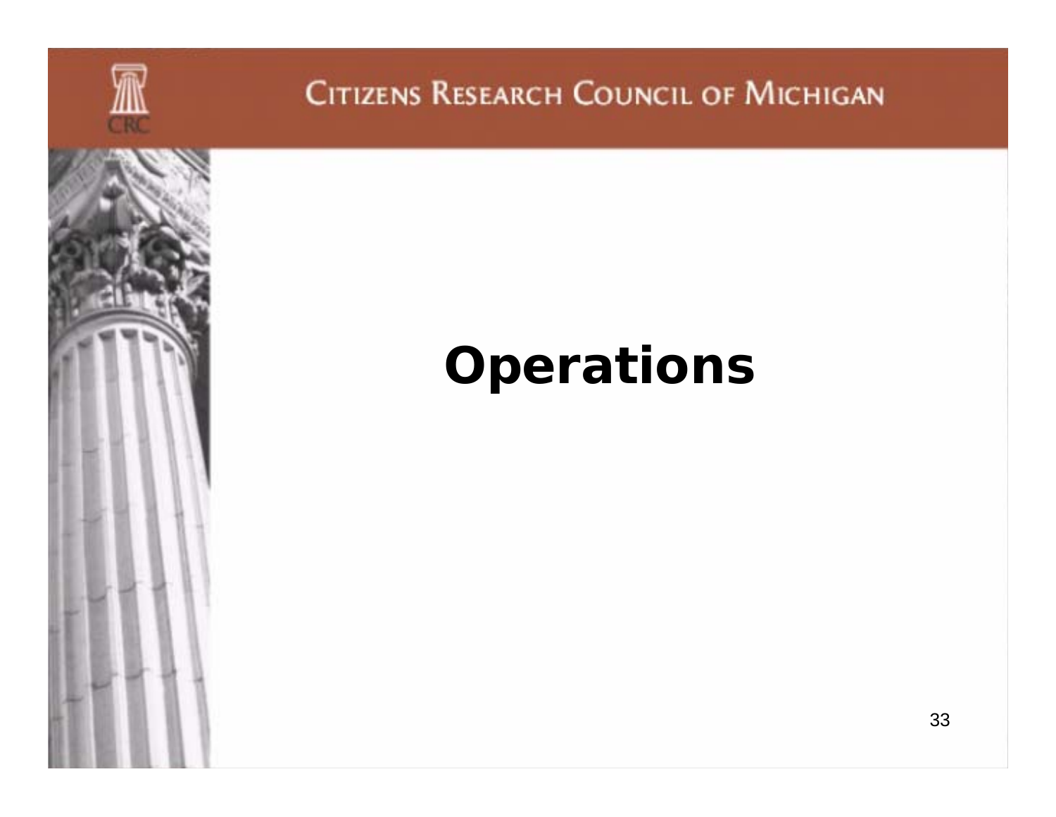# Operations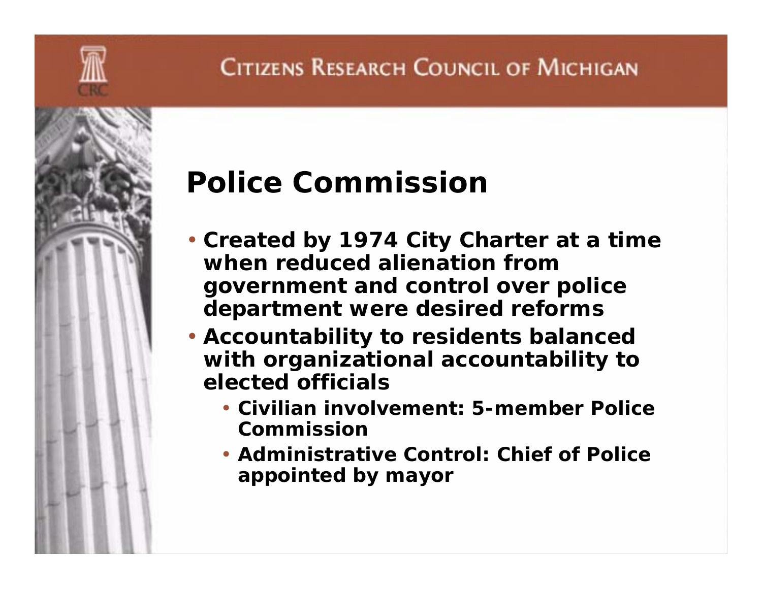# Police Commission

- Created by 1974 City Charter at a time when reduced alienation from government and control over police department were desired reforms
- Accountability to residents balanced with organizational accountability to elected officials
  - Civilian involvement: 5-member Police Commission
  - Administrative Control: Chief of Police appointed by mayor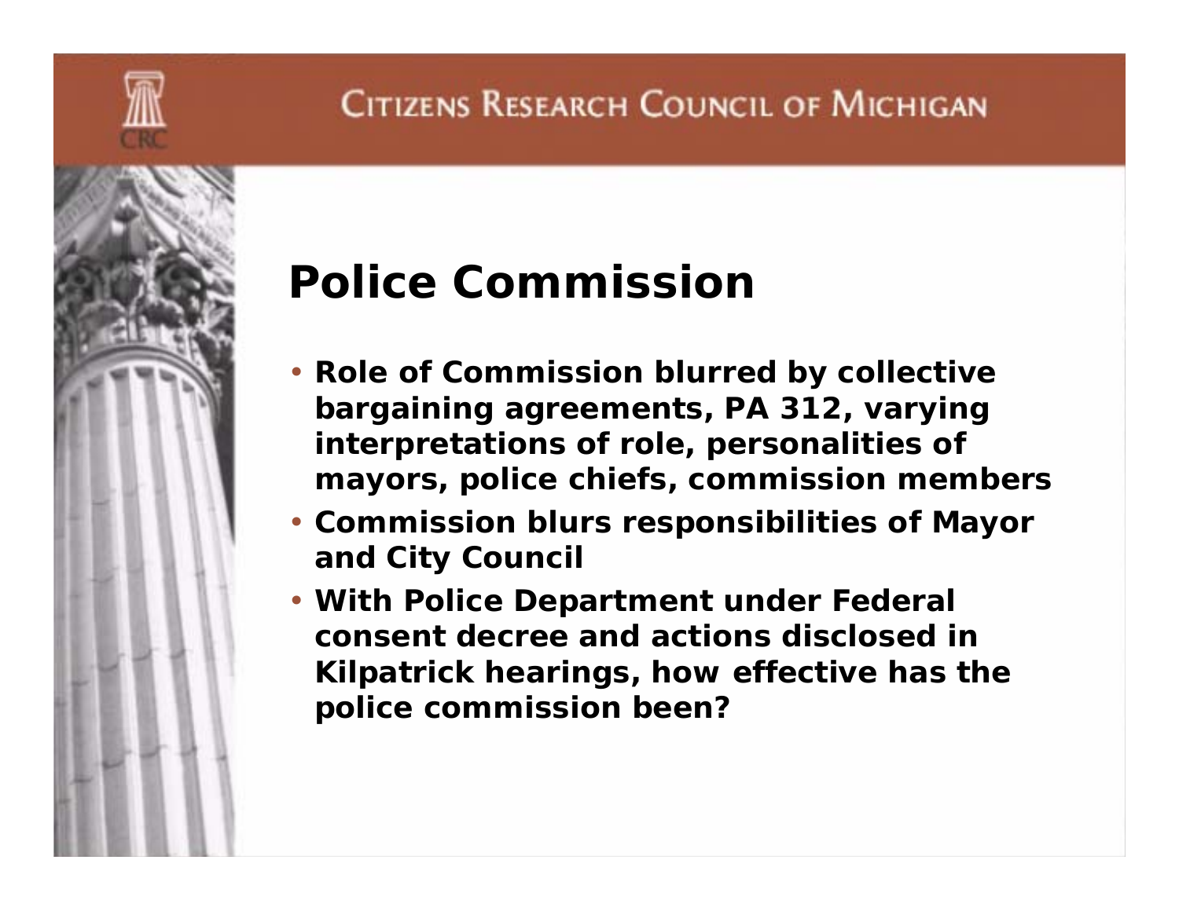# Police Commission

- Role of Commission blurred by collective bargaining agreements, PA 312, varying interpretations of role, personalities of mayors, police chiefs, commission members
- Commission blurs responsibilities of Mayor and City Council
- With Police Department under Federal consent decree and actions disclosed in Kilpatrick hearings, how effective has the police commission been?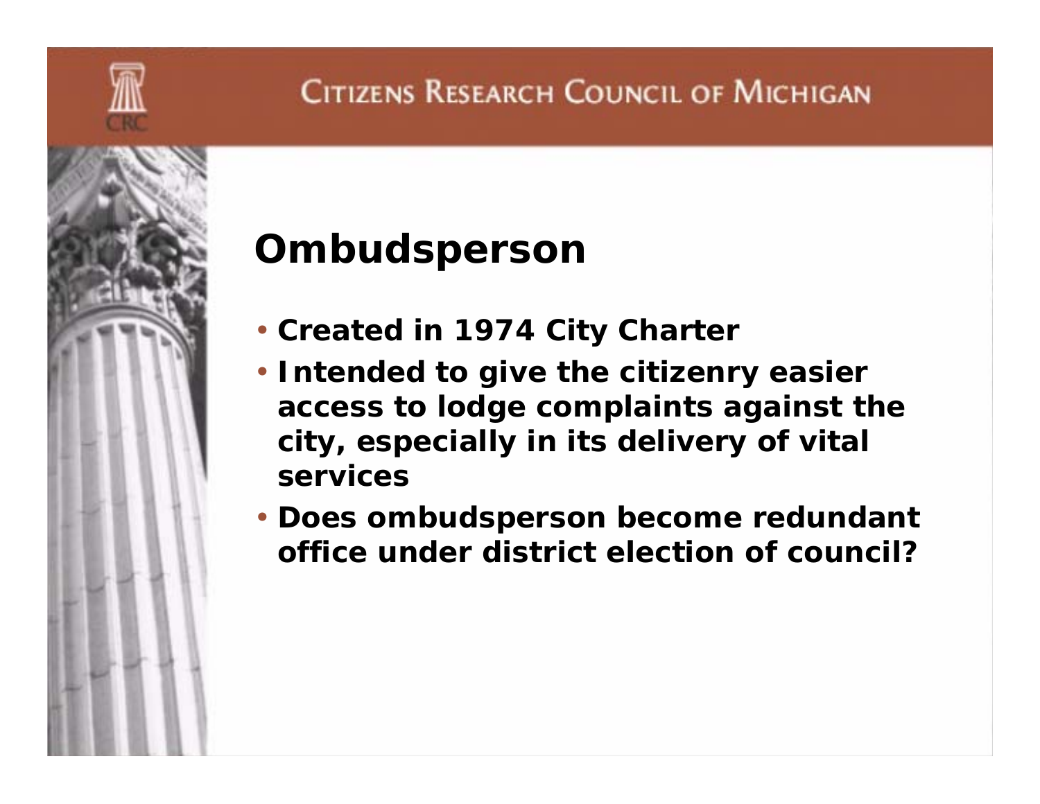## Ombudsperson

- Created in 1974 City Charter
- Intended to give the citizenry easier access to lodge complaints against the city, especially in its delivery of vital services
- Does ombudsperson become redundant office under district election of council?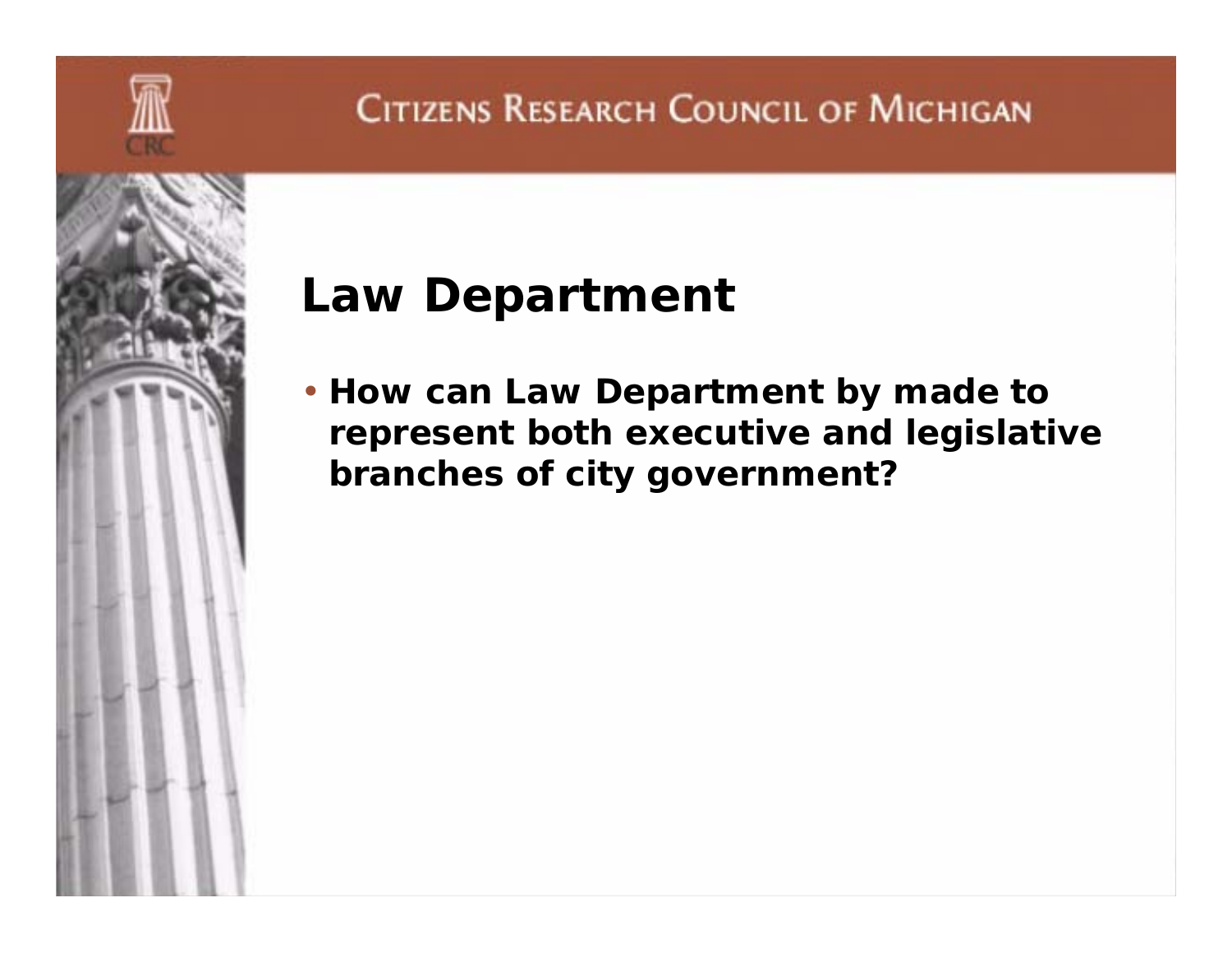## Law Department

- **How can Law Department by made to represent both executive and legislative branches of city government?**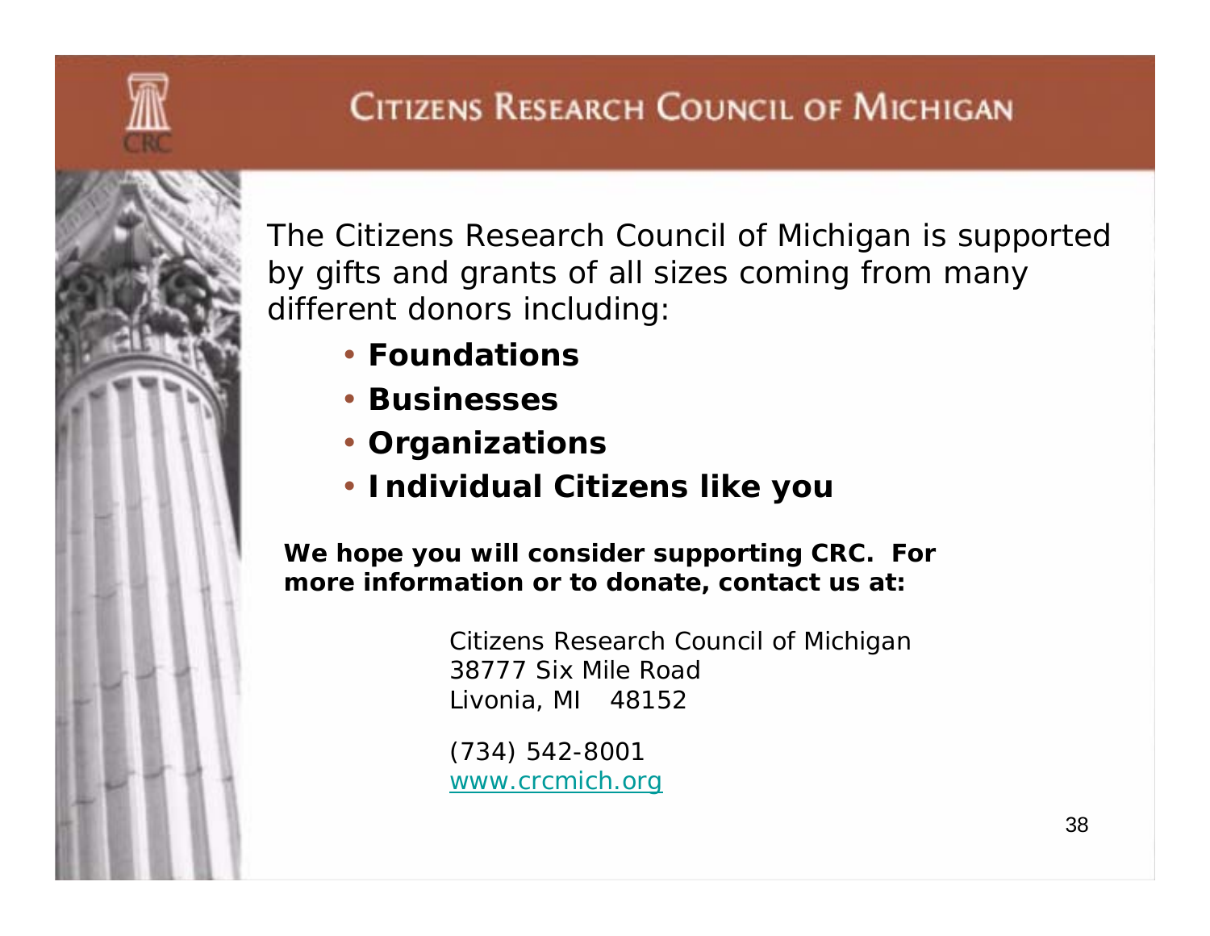# Citizens Research Council of Michigan

The Citizens Research Council of Michigan is supported by gifts and grants of all sizes coming from many different donors including:

- **Foundations**
- **Businesses**
- **Organizations**
- **Individual Citizens like you**

**We hope you will consider supporting CRC. For more information or to donate, contact us at:**

Citizens Research Council of Michigan
38777 Six Mile Road
Livonia, MI 48152

(734) 542-8001
www.crcmich.org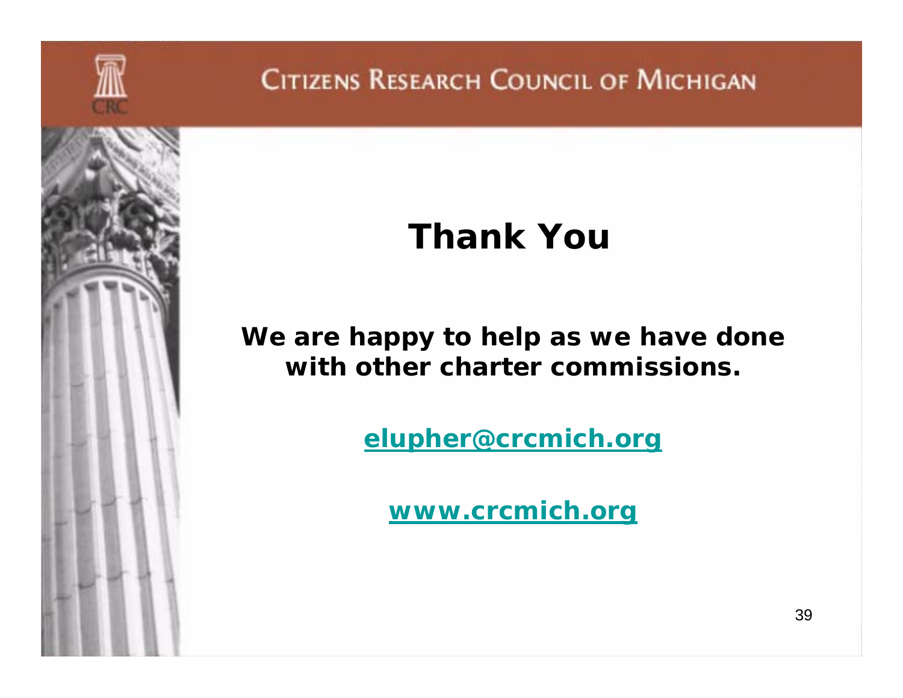# Thank You

**We are happy to help as we have done with other charter commissions.**

**elupher@crcmich.org**

**www.crcmich.org**